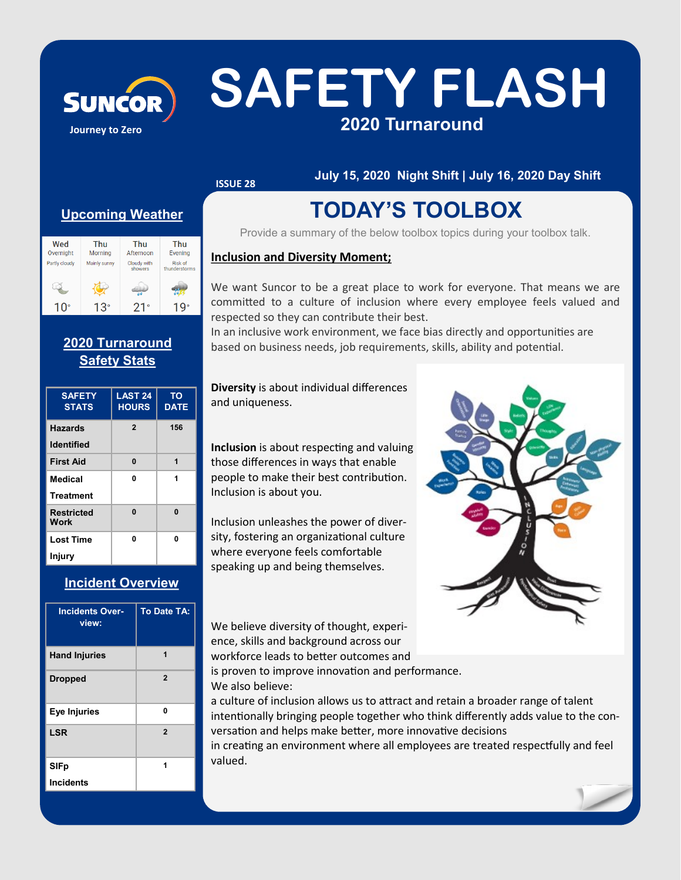SUNCOR
Journey to Zero

# SAFETY FLASH

## 2020 Turnaround

ISSUE 28

July 15, 2020 Night Shift | July 16, 2020 Day Shift

### Upcoming Weather

| Wed Overnight | Thu Morning | Thu Afternoon | Thu Evening |
|---|---|---|---|
| Partly cloudy | Mainly sunny | Cloudy with showers | Risk of thunderstorms |
| 10° | 13° | 21° | 19° |

### 2020 Turnaround Safety Stats

| SAFETY STATS | LAST 24 HOURS | TO DATE |
|---|---|---|
| Hazards Identified | 2 | 156 |
| First Aid | 0 | 1 |
| Medical Treatment | 0 | 1 |
| Restricted Work | 0 | 0 |
| Lost Time Injury | 0 | 0 |

### Incident Overview

| Incidents Overview: | To Date TA: |
|---|---|
| Hand Injuries | 1 |
| Dropped | 2 |
| Eye Injuries | 0 |
| LSR | 2 |
| SIFp Incidents | 1 |

# TODAY'S TOOLBOX

Provide a summary of the below toolbox topics during your toolbox talk.

**Inclusion and Diversity Moment;**

We want Suncor to be a great place to work for everyone. That means we are committed to a culture of inclusion where every employee feels valued and respected so they can contribute their best.
In an inclusive work environment, we face bias directly and opportunities are based on business needs, job requirements, skills, ability and potential.

**Diversity** is about individual differences and uniqueness.

**Inclusion** is about respecting and valuing those differences in ways that enable people to make their best contribution. Inclusion is about you.

Inclusion unleashes the power of diversity, fostering an organizational culture where everyone feels comfortable speaking up and being themselves.

We believe diversity of thought, experience, skills and background across our workforce leads to better outcomes and is proven to improve innovation and performance.
We also believe:
a culture of inclusion allows us to attract and retain a broader range of talent
intentionally bringing people together who think differently adds value to the conversation and helps make better, more innovative decisions
in creating an environment where all employees are treated respectfully and feel valued.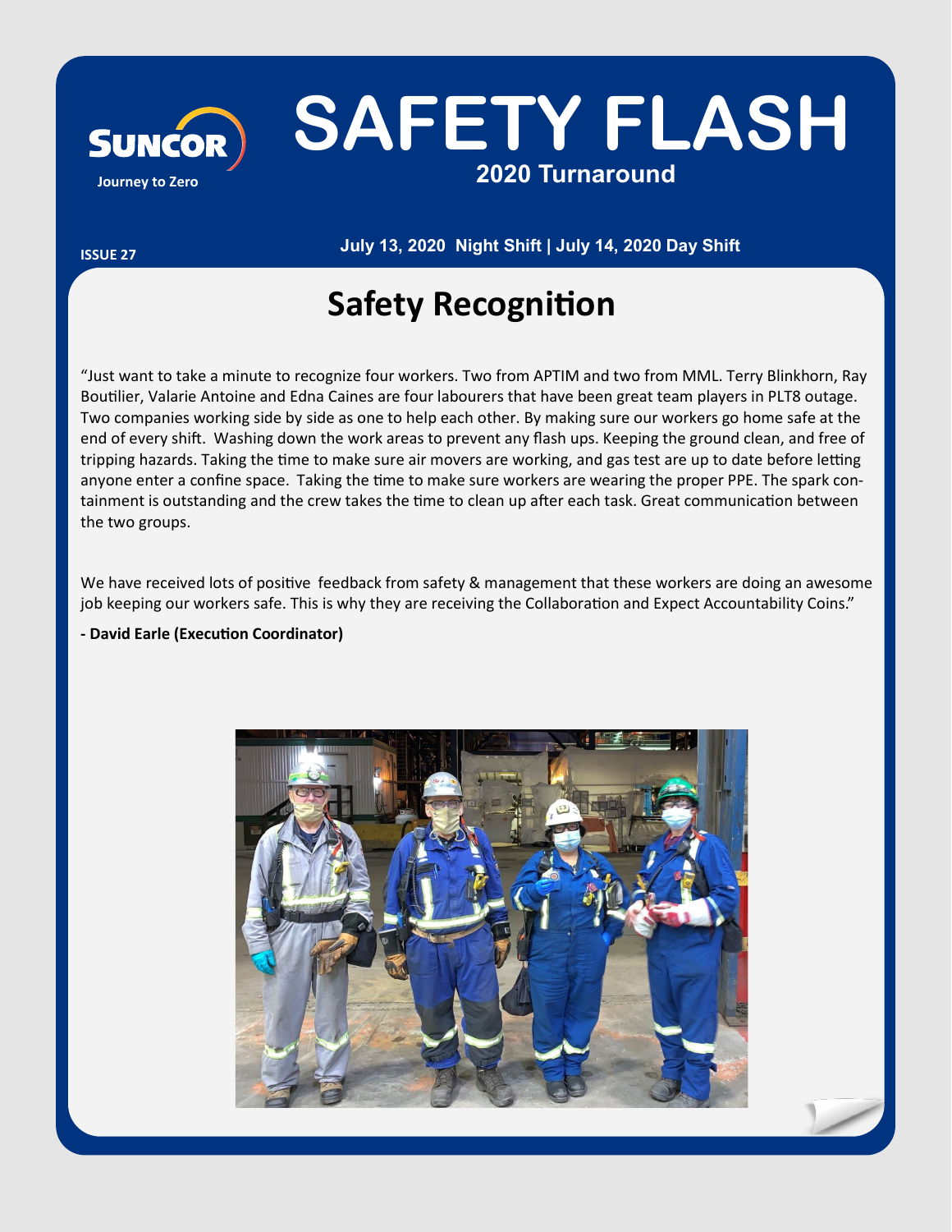SUNCOR

Journey to Zero

# SAFETY FLASH

**2020 Turnaround**

ISSUE 27

**July 13, 2020 Night Shift | July 14, 2020 Day Shift**

## Safety Recognition

"Just want to take a minute to recognize four workers. Two from APTIM and two from MML. Terry Blinkhorn, Ray Boutilier, Valarie Antoine and Edna Caines are four labourers that have been great team players in PLT8 outage. Two companies working side by side as one to help each other. By making sure our workers go home safe at the end of every shift. Washing down the work areas to prevent any flash ups. Keeping the ground clean, and free of tripping hazards. Taking the time to make sure air movers are working, and gas test are up to date before letting anyone enter a confine space. Taking the time to make sure workers are wearing the proper PPE. The spark containment is outstanding and the crew takes the time to clean up after each task. Great communication between the two groups.

We have received lots of positive feedback from safety & management that these workers are doing an awesome job keeping our workers safe. This is why they are receiving the Collaboration and Expect Accountability Coins."

**- David Earle (Execution Coordinator)**